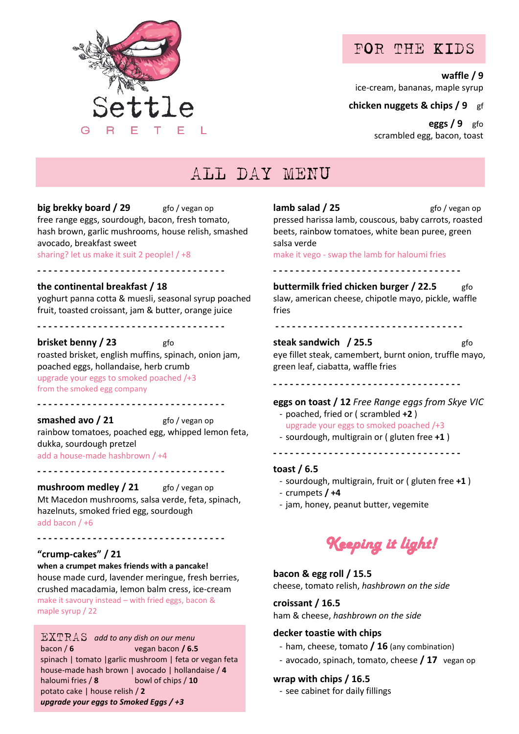# Settle

G R E T E L

## FOR THE KIDS

**waffle / 9**
ice-cream, bananas, maple syrup

**chicken nuggets & chips / 9** gf

**eggs / 9** gfo
scrambled egg, bacon, toast

## ALL DAY MENU

**big brekky board / 29** gfo / vegan op
free range eggs, sourdough, bacon, fresh tomato, hash brown, garlic mushrooms, house relish, smashed avocado, breakfast sweet
sharing? let us make it suit 2 people! / +8

- - - - - - - - - - - - - - - - - - - - - - - - - - - - - - - - - -

**the continental breakfast / 18**
yoghurt panna cotta & muesli, seasonal syrup poached fruit, toasted croissant, jam & butter, orange juice

- - - - - - - - - - - - - - - - - - - - - - - - - - - - - - - - - -

**brisket benny / 23** gfo
roasted brisket, english muffins, spinach, onion jam, poached eggs, hollandaise, herb crumb
upgrade your eggs to smoked poached /+3
from the smoked egg company

- - - - - - - - - - - - - - - - - - - - - - - - - - - - - - - - - -

**smashed avo / 21** gfo / vegan op
rainbow tomatoes, poached egg, whipped lemon feta, dukka, sourdough pretzel
add a house-made hashbrown / +4

- - - - - - - - - - - - - - - - - - - - - - - - - - - - - - - - - -

**mushroom medley / 21** gfo / vegan op
Mt Macedon mushrooms, salsa verde, feta, spinach, hazelnuts, smoked fried egg, sourdough
add bacon / +6

- - - - - - - - - - - - - - - - - - - - - - - - - - - - - - - - - -

**"crump-cakes" / 21**
**when a crumpet makes friends with a pancake!**
house made curd, lavender meringue, fresh berries, crushed macadamia, lemon balm cress, ice-cream
make it savoury instead – with fried eggs, bacon & maple syrup / 22

### EXTRAS *add to any dish on our menu*

bacon / **6**
vegan bacon **/ 6.5**
spinach | tomato | garlic mushroom | feta or vegan feta
house-made hash brown | avocado | hollandaise / **4**
haloumi fries / **8**
bowl of chips / **10**
potato cake | house relish / **2**
***upgrade your eggs to Smoked Eggs / +3***

**lamb salad / 25** gfo / vegan op
pressed harissa lamb, couscous, baby carrots, roasted beets, rainbow tomatoes, white bean puree, green salsa verde
make it vego - swap the lamb for haloumi fries

- - - - - - - - - - - - - - - - - - - - - - - - - - - - - - - - - -

**buttermilk fried chicken burger / 22.5** gfo
slaw, american cheese, chipotle mayo, pickle, waffle fries

- - - - - - - - - - - - - - - - - - - - - - - - - - - - - - - - - -

**steak sandwich / 25.5** gfo
eye fillet steak, camembert, burnt onion, truffle mayo, green leaf, ciabatta, waffle fries

- - - - - - - - - - - - - - - - - - - - - - - - - - - - - - - - - -

**eggs on toast / 12** *Free Range eggs from Skye VIC*
- poached, fried or ( scrambled **+2** )
  upgrade your eggs to smoked poached /+3
- sourdough, multigrain or ( gluten free **+1** )

- - - - - - - - - - - - - - - - - - - - - - - - - - - - - - - - - -

**toast / 6.5**
- sourdough, multigrain, fruit or ( gluten free **+1** )
- crumpets **/ +4**
- jam, honey, peanut butter, vegemite

## *Keeping it light!*

**bacon & egg roll / 15.5**
cheese, tomato relish, *hashbrown on the side*

**croissant / 16.5**
ham & cheese, *hashbrown on the side*

**decker toastie with chips**
- ham, cheese, tomato **/ 16** (any combination)
- avocado, spinach, tomato, cheese **/ 17** vegan op

**wrap with chips / 16.5**
- see cabinet for daily fillings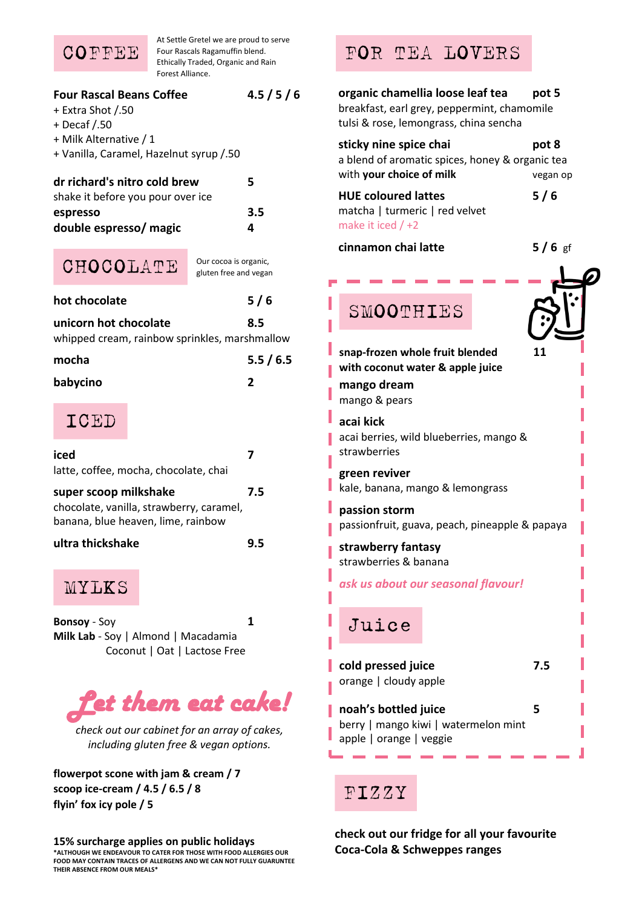## COFFEE

At Settle Gretel we are proud to serve Four Rascals Ragamuffin blend. Ethically Traded, Organic and Rain Forest Alliance.

**Four Rascal Beans Coffee** **4.5 / 5 / 6**
+ Extra Shot /.50
+ Decaf /.50
+ Milk Alternative / 1
+ Vanilla, Caramel, Hazelnut syrup /.50

**dr richard's nitro cold brew** **5**
shake it before you pour over ice

**espresso** **3.5**

**double espresso/ magic** **4**

## CHOCOLATE

Our cocoa is organic, gluten free and vegan

**hot chocolate** **5 / 6**

**unicorn hot chocolate** **8.5**
whipped cream, rainbow sprinkles, marshmallow

**mocha** **5.5 / 6.5**

**babycino** **2**

## ICED

**iced** **7**
latte, coffee, mocha, chocolate, chai

**super scoop milkshake** **7.5**
chocolate, vanilla, strawberry, caramel, banana, blue heaven, lime, rainbow

**ultra thickshake** **9.5**

## MYLKS

**Bonsoy** - Soy **1**
**Milk Lab** - Soy | Almond | Macadamia Coconut | Oat | Lactose Free

## *Let them eat cake!*

*check out our cabinet for an array of cakes, including gluten free & vegan options.*

**flowerpot scone with jam & cream / 7**
**scoop ice-cream / 4.5 / 6.5 / 8**
**flyin' fox icy pole / 5**

**15% surcharge applies on public holidays**
***ALTHOUGH WE ENDEAVOUR TO CATER FOR THOSE WITH FOOD ALLERGIES OUR FOOD MAY CONTAIN TRACES OF ALLERGENS AND WE CAN NOT FULLY GUARUNTEE THEIR ABSENCE FROM OUR MEALS***

## FOR TEA LOVERS

**organic chamellia loose leaf tea** **pot 5**
breakfast, earl grey, peppermint, chamomile tulsi & rose, lemongrass, china sencha

**sticky nine spice chai** **pot 8**
a blend of aromatic spices, honey & organic tea with **your choice of milk** vegan op

**HUE coloured lattes** **5 / 6**
matcha | turmeric | red velvet
make it iced / +2

**cinnamon chai latte** **5 / 6** gf

## SMOOTHIES

**snap-frozen whole fruit blended with coconut water & apple juice** **11**

**mango dream**
mango & pears

**acai kick**
acai berries, wild blueberries, mango & strawberries

**green reviver**
kale, banana, mango & lemongrass

**passion storm**
passionfruit, guava, peach, pineapple & papaya

**strawberry fantasy**
strawberries & banana

***ask us about our seasonal flavour!***

## Juice

**cold pressed juice** **7.5**
orange | cloudy apple

**noah's bottled juice** **5**
berry | mango kiwi | watermelon mint apple | orange | veggie

## FIZZY

**check out our fridge for all your favourite Coca-Cola & Schweppes ranges**